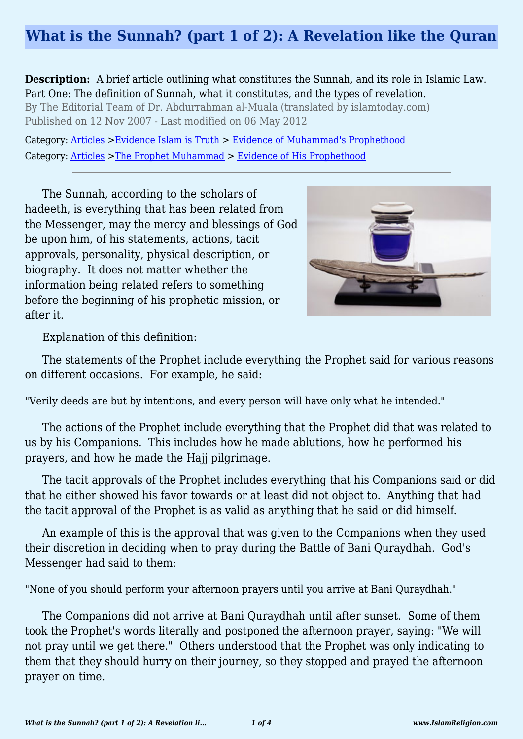# What is the Sunnah? (part 1 of 2): A Revelation like the Quran

**Description:** A brief article outlining what constitutes the Sunnah, and its role in Islamic Law. Part One: The definition of Sunnah, what it constitutes, and the types of revelation.

By The Editorial Team of Dr. Abdurrahman al-Muala (translated by islamtoday.com)

Published on 12 Nov 2007 - Last modified on 06 May 2012

Category: Articles > Evidence Islam is Truth > Evidence of Muhammad's Prophethood

Category: Articles > The Prophet Muhammad > Evidence of His Prophethood

---

The Sunnah, according to the scholars of hadeeth, is everything that has been related from the Messenger, may the mercy and blessings of God be upon him, of his statements, actions, tacit approvals, personality, physical description, or biography. It does not matter whether the information being related refers to something before the beginning of his prophetic mission, or after it.

Explanation of this definition:

The statements of the Prophet include everything the Prophet said for various reasons on different occasions. For example, he said:

"Verily deeds are but by intentions, and every person will have only what he intended."

The actions of the Prophet include everything that the Prophet did that was related to us by his Companions. This includes how he made ablutions, how he performed his prayers, and how he made the Hajj pilgrimage.

The tacit approvals of the Prophet includes everything that his Companions said or did that he either showed his favor towards or at least did not object to. Anything that had the tacit approval of the Prophet is as valid as anything that he said or did himself.

An example of this is the approval that was given to the Companions when they used their discretion in deciding when to pray during the Battle of Bani Quraydhah. God's Messenger had said to them:

"None of you should perform your afternoon prayers until you arrive at Bani Quraydhah."

The Companions did not arrive at Bani Quraydhah until after sunset. Some of them took the Prophet's words literally and postponed the afternoon prayer, saying: "We will not pray until we get there." Others understood that the Prophet was only indicating to them that they should hurry on their journey, so they stopped and prayed the afternoon prayer on time.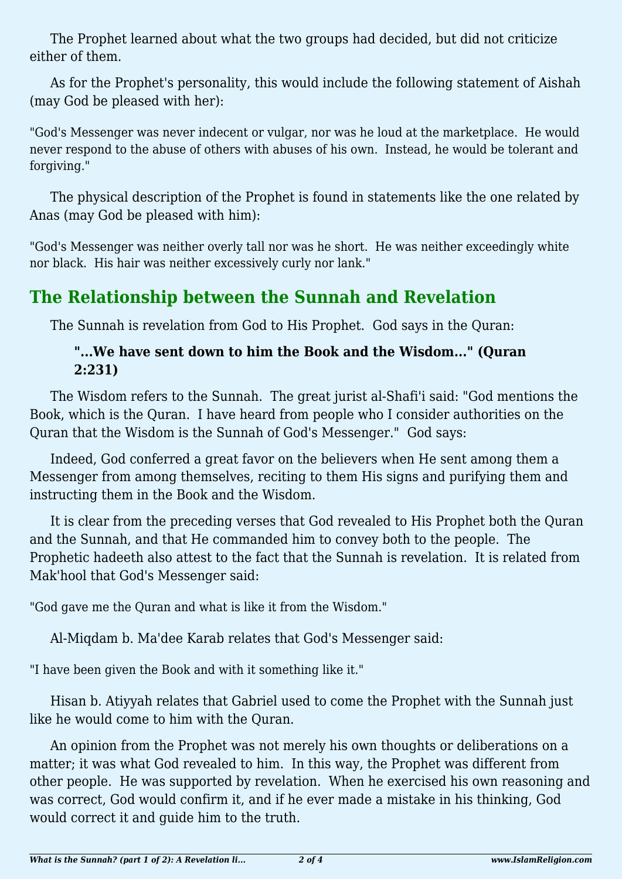The Prophet learned about what the two groups had decided, but did not criticize either of them.

As for the Prophet's personality, this would include the following statement of Aishah (may God be pleased with her):

"God's Messenger was never indecent or vulgar, nor was he loud at the marketplace. He would never respond to the abuse of others with abuses of his own. Instead, he would be tolerant and forgiving."

The physical description of the Prophet is found in statements like the one related by Anas (may God be pleased with him):

"God's Messenger was neither overly tall nor was he short. He was neither exceedingly white nor black. His hair was neither excessively curly nor lank."

## The Relationship between the Sunnah and Revelation

The Sunnah is revelation from God to His Prophet. God says in the Quran:

> **"...We have sent down to him the Book and the Wisdom..." (Quran 2:231)**

The Wisdom refers to the Sunnah. The great jurist al-Shafi'i said: "God mentions the Book, which is the Quran. I have heard from people who I consider authorities on the Quran that the Wisdom is the Sunnah of God's Messenger." God says:

Indeed, God conferred a great favor on the believers when He sent among them a Messenger from among themselves, reciting to them His signs and purifying them and instructing them in the Book and the Wisdom.

It is clear from the preceding verses that God revealed to His Prophet both the Quran and the Sunnah, and that He commanded him to convey both to the people. The Prophetic hadeeth also attest to the fact that the Sunnah is revelation. It is related from Mak'hool that God's Messenger said:

"God gave me the Quran and what is like it from the Wisdom."

Al-Miqdam b. Ma'dee Karab relates that God's Messenger said:

"I have been given the Book and with it something like it."

Hisan b. Atiyyah relates that Gabriel used to come the Prophet with the Sunnah just like he would come to him with the Quran.

An opinion from the Prophet was not merely his own thoughts or deliberations on a matter; it was what God revealed to him. In this way, the Prophet was different from other people. He was supported by revelation. When he exercised his own reasoning and was correct, God would confirm it, and if he ever made a mistake in his thinking, God would correct it and guide him to the truth.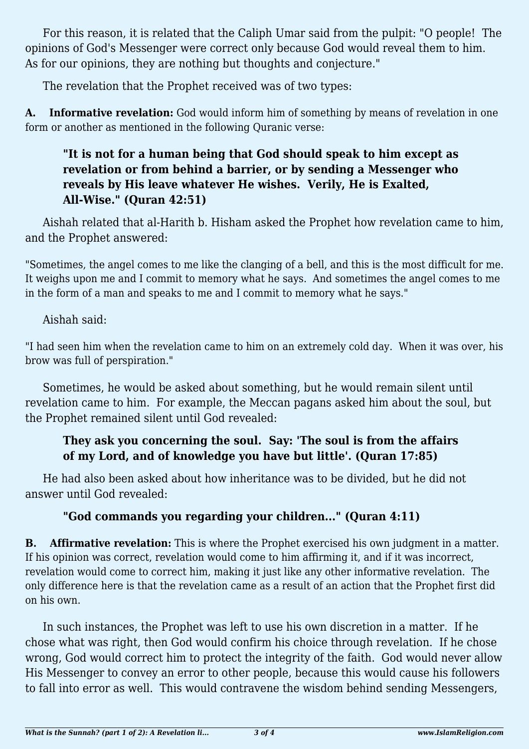For this reason, it is related that the Caliph Umar said from the pulpit: "O people!  The opinions of God's Messenger were correct only because God would reveal them to him.  As for our opinions, they are nothing but thoughts and conjecture."

The revelation that the Prophet received was of two types:

**A. Informative revelation:** God would inform him of something by means of revelation in one form or another as mentioned in the following Quranic verse:

> **"It is not for a human being that God should speak to him except as revelation or from behind a barrier, or by sending a Messenger who reveals by His leave whatever He wishes.  Verily, He is Exalted, All-Wise." (Quran 42:51)**

Aishah related that al-Harith b. Hisham asked the Prophet how revelation came to him, and the Prophet answered:

"Sometimes, the angel comes to me like the clanging of a bell, and this is the most difficult for me.  It weighs upon me and I commit to memory what he says.  And sometimes the angel comes to me in the form of a man and speaks to me and I commit to memory what he says."

Aishah said:

"I had seen him when the revelation came to him on an extremely cold day.  When it was over, his brow was full of perspiration."

Sometimes, he would be asked about something, but he would remain silent until revelation came to him.  For example, the Meccan pagans asked him about the soul, but the Prophet remained silent until God revealed:

> **They ask you concerning the soul.  Say: 'The soul is from the affairs of my Lord, and of knowledge you have but little'. (Quran 17:85)**

He had also been asked about how inheritance was to be divided, but he did not answer until God revealed:

> **"God commands you regarding your children..." (Quran 4:11)**

**B. Affirmative revelation:** This is where the Prophet exercised his own judgment in a matter.  If his opinion was correct, revelation would come to him affirming it, and if it was incorrect, revelation would come to correct him, making it just like any other informative revelation.  The only difference here is that the revelation came as a result of an action that the Prophet first did on his own.

In such instances, the Prophet was left to use his own discretion in a matter.  If he chose what was right, then God would confirm his choice through revelation.  If he chose wrong, God would correct him to protect the integrity of the faith.  God would never allow His Messenger to convey an error to other people, because this would cause his followers to fall into error as well.  This would contravene the wisdom behind sending Messengers,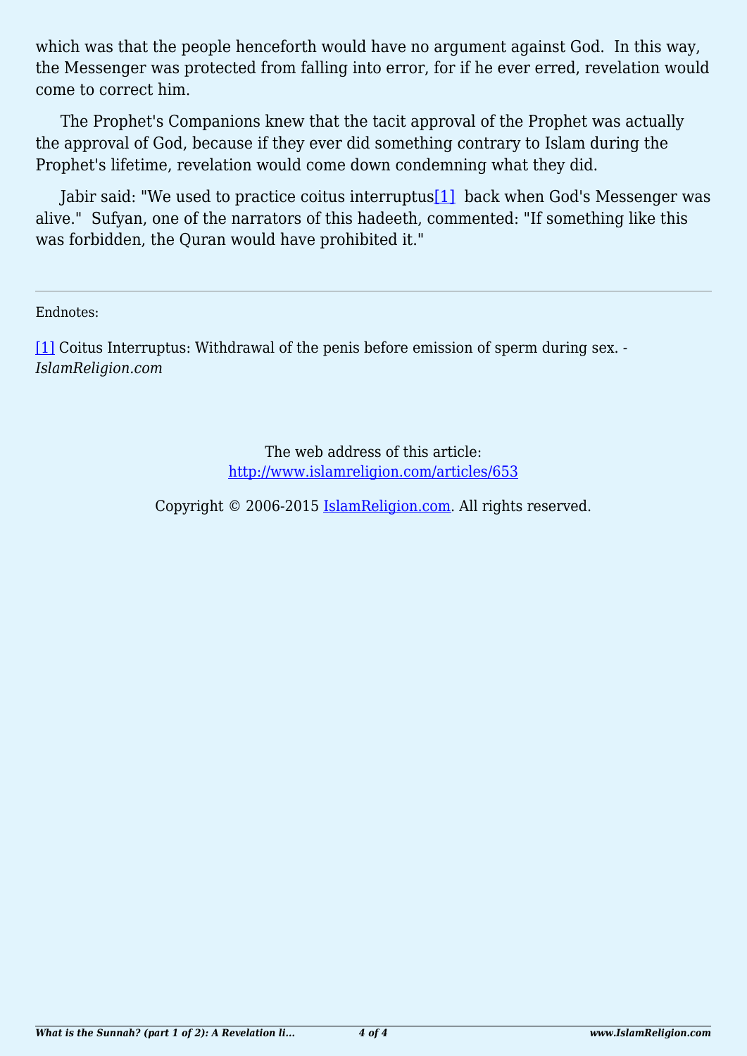which was that the people henceforth would have no argument against God. In this way, the Messenger was protected from falling into error, for if he ever erred, revelation would come to correct him.

The Prophet's Companions knew that the tacit approval of the Prophet was actually the approval of God, because if they ever did something contrary to Islam during the Prophet's lifetime, revelation would come down condemning what they did.

Jabir said: "We used to practice coitus interruptus[1] back when God's Messenger was alive." Sufyan, one of the narrators of this hadeeth, commented: "If something like this was forbidden, the Quran would have prohibited it."

---

Endnotes:

[1] Coitus Interruptus: Withdrawal of the penis before emission of sperm during sex. - *IslamReligion.com*

The web address of this article:
http://www.islamreligion.com/articles/653

Copyright © 2006-2015 IslamReligion.com. All rights reserved.